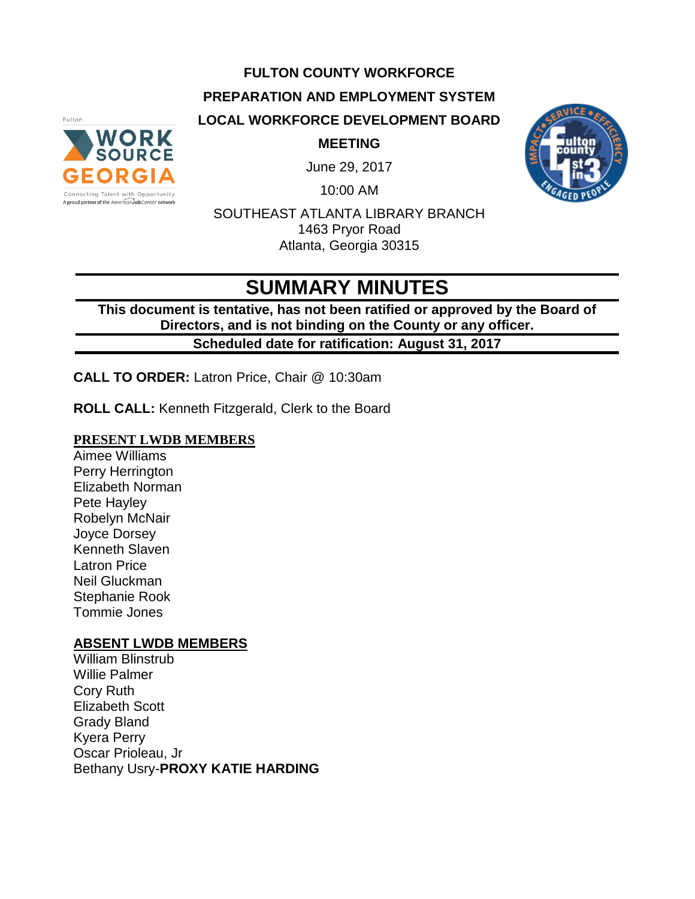**FULTON COUNTY WORKFORCE**

**PREPARATION AND EMPLOYMENT SYSTEM**

**LOCAL WORKFORCE DEVELOPMENT BOARD**

**MEETING**

June 29, 2017

10:00 AM

SOUTHEAST ATLANTA LIBRARY BRANCH
1463 Pryor Road
Atlanta, Georgia 30315

# SUMMARY MINUTES

**This document is tentative, has not been ratified or approved by the Board of Directors, and is not binding on the County or any officer.**

**Scheduled date for ratification: August 31, 2017**

**CALL TO ORDER:** Latron Price, Chair @ 10:30am

**ROLL CALL:** Kenneth Fitzgerald, Clerk to the Board

**PRESENT LWDB MEMBERS**

Aimee Williams
Perry Herrington
Elizabeth Norman
Pete Hayley
Robelyn McNair
Joyce Dorsey
Kenneth Slaven
Latron Price
Neil Gluckman
Stephanie Rook
Tommie Jones

**ABSENT LWDB MEMBERS**

William Blinstrub
Willie Palmer
Cory Ruth
Elizabeth Scott
Grady Bland
Kyera Perry
Oscar Prioleau, Jr
Bethany Usry-**PROXY KATIE HARDING**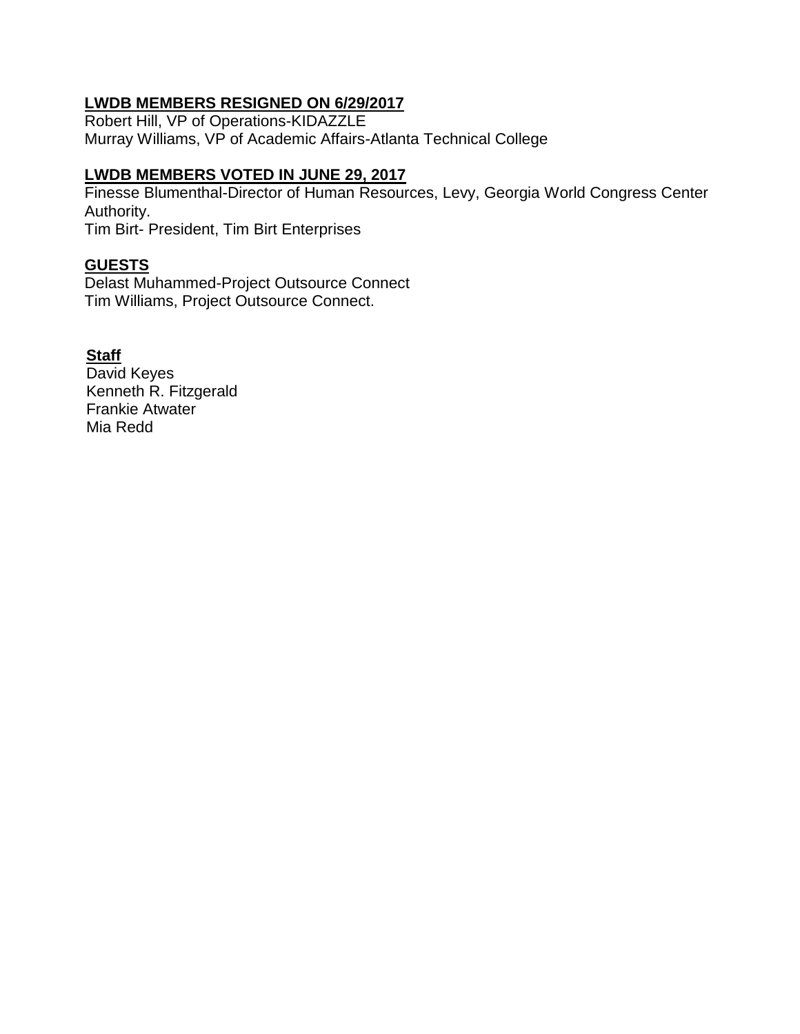**LWDB MEMBERS RESIGNED ON 6/29/2017**

Robert Hill, VP of Operations-KIDAZZLE
Murray Williams, VP of Academic Affairs-Atlanta Technical College

**LWDB MEMBERS VOTED IN JUNE 29, 2017**

Finesse Blumenthal-Director of Human Resources, Levy, Georgia World Congress Center Authority.
Tim Birt- President, Tim Birt Enterprises

**GUESTS**

Delast Muhammed-Project Outsource Connect
Tim Williams, Project Outsource Connect.

**Staff**

David Keyes
Kenneth R. Fitzgerald
Frankie Atwater
Mia Redd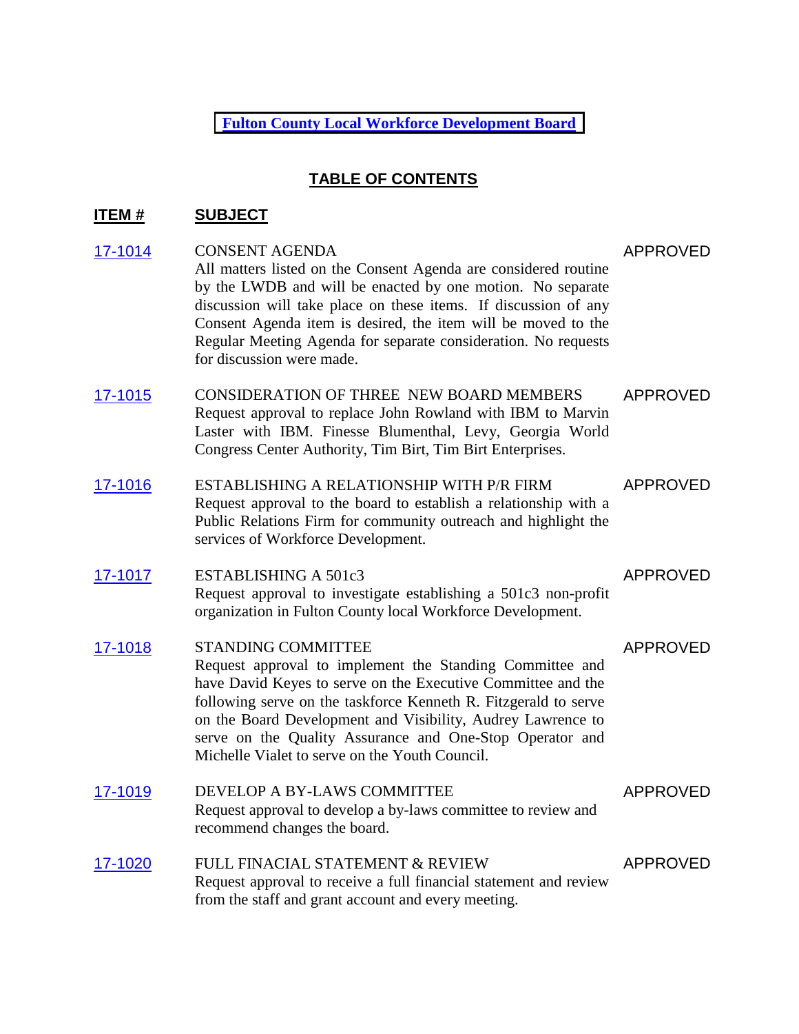# Fulton County Local Workforce Development Board

## TABLE OF CONTENTS

| ITEM # | SUBJECT | |
|---|---|---|
| 17-1014 | CONSENT AGENDA<br>All matters listed on the Consent Agenda are considered routine by the LWDB and will be enacted by one motion. No separate discussion will take place on these items. If discussion of any Consent Agenda item is desired, the item will be moved to the Regular Meeting Agenda for separate consideration. No requests for discussion were made. | APPROVED |
| 17-1015 | CONSIDERATION OF THREE NEW BOARD MEMBERS<br>Request approval to replace John Rowland with IBM to Marvin Laster with IBM. Finesse Blumenthal, Levy, Georgia World Congress Center Authority, Tim Birt, Tim Birt Enterprises. | APPROVED |
| 17-1016 | ESTABLISHING A RELATIONSHIP WITH P/R FIRM<br>Request approval to the board to establish a relationship with a Public Relations Firm for community outreach and highlight the services of Workforce Development. | APPROVED |
| 17-1017 | ESTABLISHING A 501c3<br>Request approval to investigate establishing a 501c3 non-profit organization in Fulton County local Workforce Development. | APPROVED |
| 17-1018 | STANDING COMMITTEE<br>Request approval to implement the Standing Committee and have David Keyes to serve on the Executive Committee and the following serve on the taskforce Kenneth R. Fitzgerald to serve on the Board Development and Visibility, Audrey Lawrence to serve on the Quality Assurance and One-Stop Operator and Michelle Vialet to serve on the Youth Council. | APPROVED |
| 17-1019 | DEVELOP A BY-LAWS COMMITTEE<br>Request approval to develop a by-laws committee to review and recommend changes the board. | APPROVED |
| 17-1020 | FULL FINACIAL STATEMENT & REVIEW<br>Request approval to receive a full financial statement and review from the staff and grant account and every meeting. | APPROVED |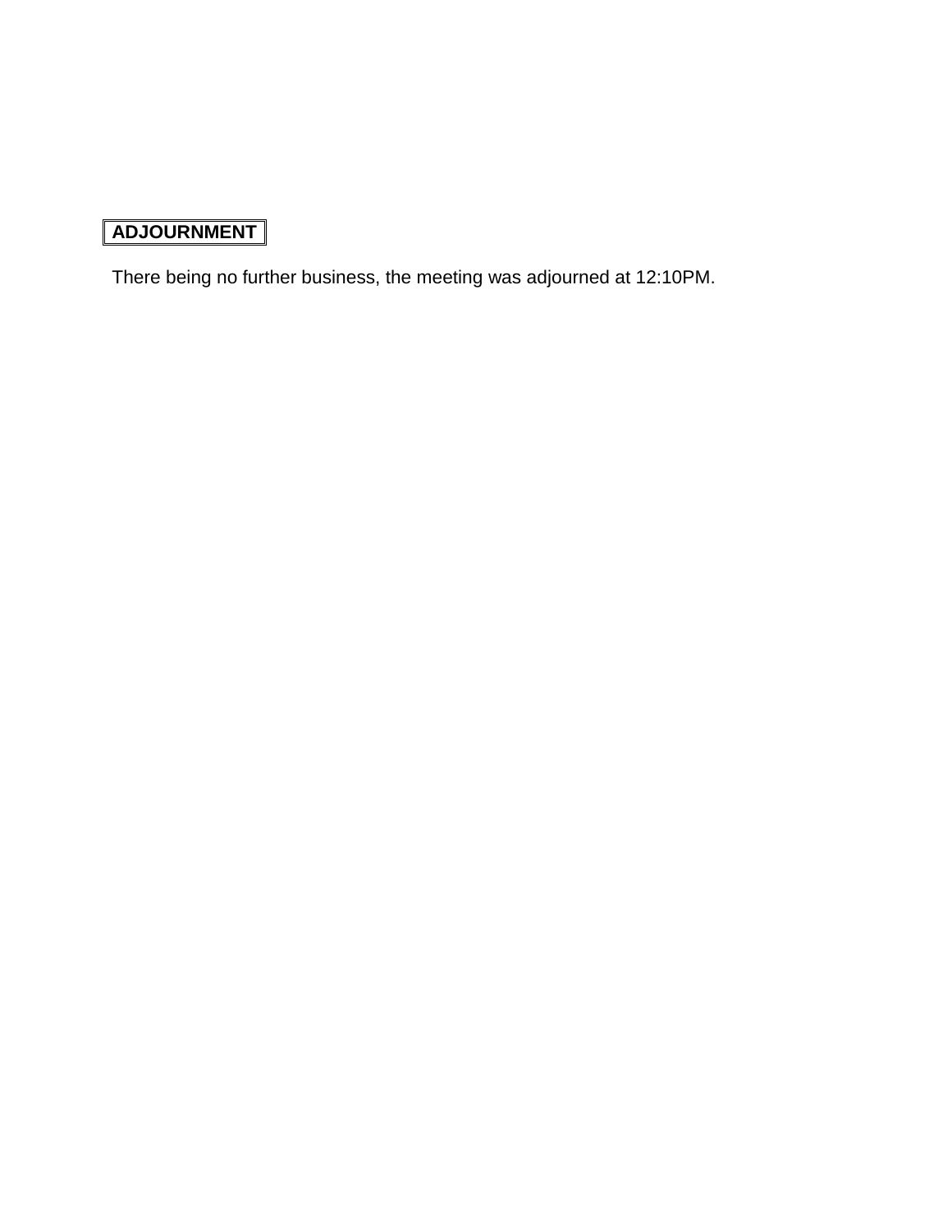**ADJOURNMENT**

There being no further business, the meeting was adjourned at 12:10PM.